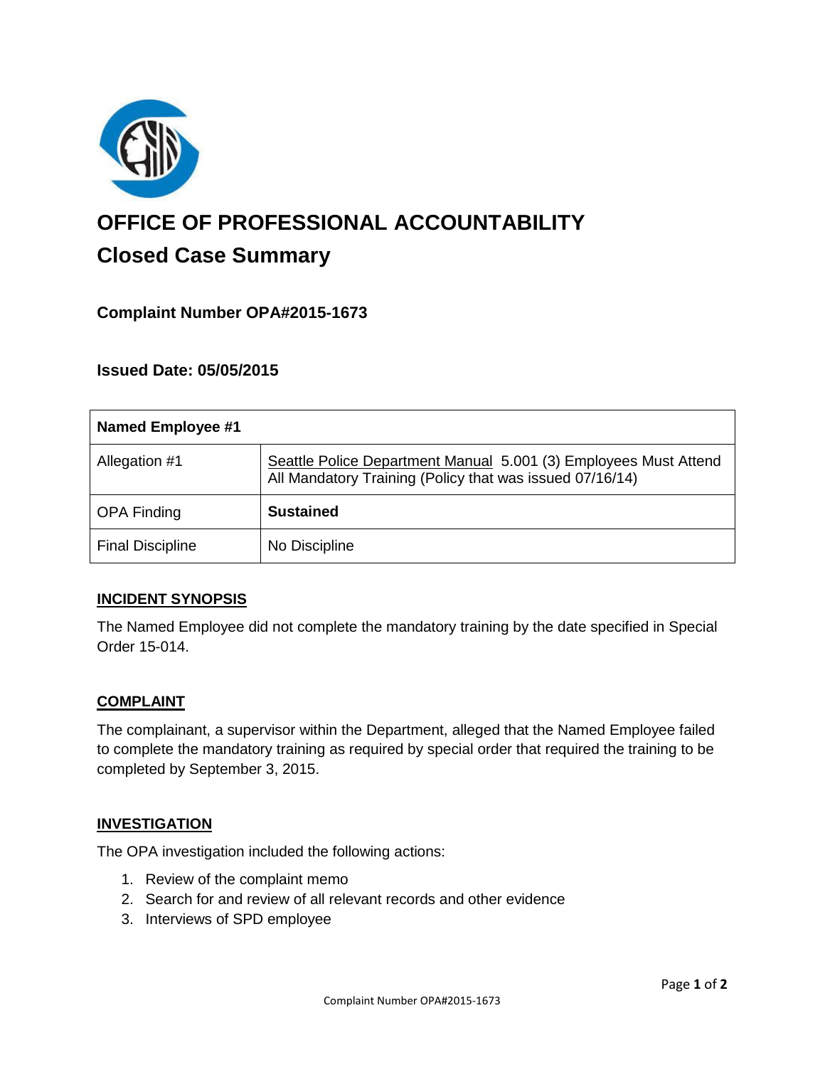# OFFICE OF PROFESSIONAL ACCOUNTABILITY

## Closed Case Summary

### Complaint Number OPA#2015-1673

### Issued Date: 05/05/2015

| Named Employee #1 | |
|---|---|
| Allegation #1 | Seattle Police Department Manual 5.001 (3) Employees Must Attend All Mandatory Training (Policy that was issued 07/16/14) |
| OPA Finding | **Sustained** |
| Final Discipline | No Discipline |

### INCIDENT SYNOPSIS

The Named Employee did not complete the mandatory training by the date specified in Special Order 15-014.

### COMPLAINT

The complainant, a supervisor within the Department, alleged that the Named Employee failed to complete the mandatory training as required by special order that required the training to be completed by September 3, 2015.

### INVESTIGATION

The OPA investigation included the following actions:

1. Review of the complaint memo
2. Search for and review of all relevant records and other evidence
3. Interviews of SPD employee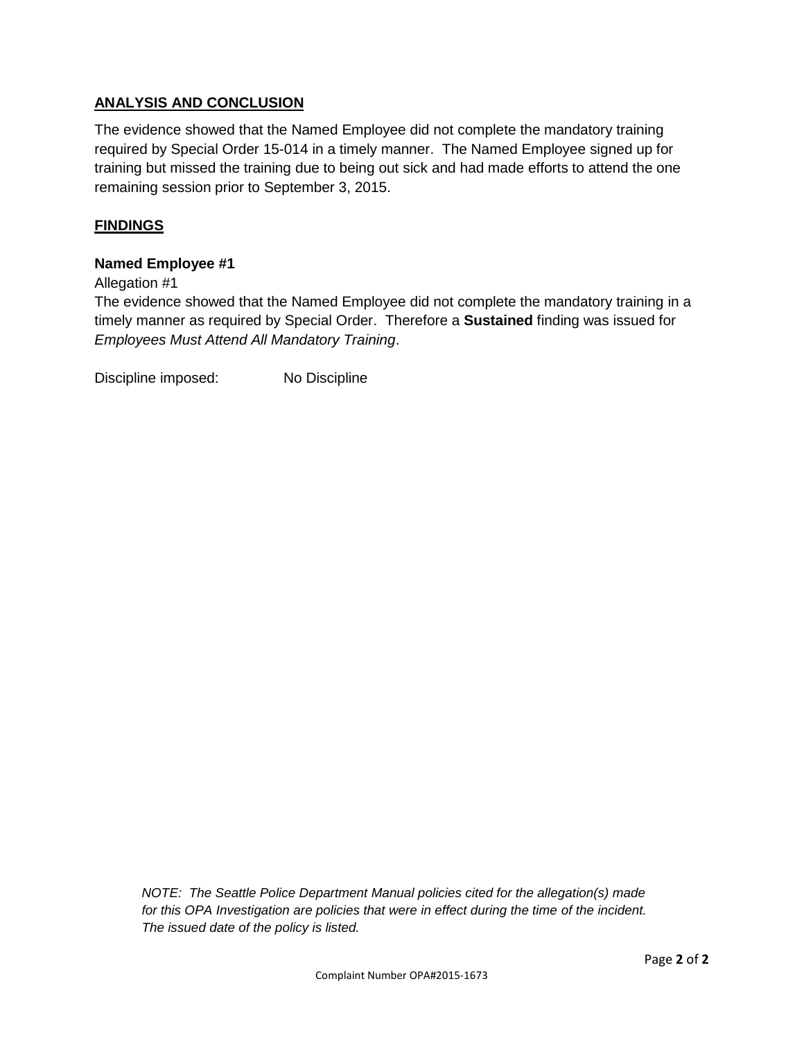## ANALYSIS AND CONCLUSION

The evidence showed that the Named Employee did not complete the mandatory training required by Special Order 15-014 in a timely manner. The Named Employee signed up for training but missed the training due to being out sick and had made efforts to attend the one remaining session prior to September 3, 2015.

## FINDINGS

**Named Employee #1**

Allegation #1

The evidence showed that the Named Employee did not complete the mandatory training in a timely manner as required by Special Order. Therefore a **Sustained** finding was issued for *Employees Must Attend All Mandatory Training*.

Discipline imposed: No Discipline

*NOTE: The Seattle Police Department Manual policies cited for the allegation(s) made for this OPA Investigation are policies that were in effect during the time of the incident. The issued date of the policy is listed.*

Complaint Number OPA#2015-1673